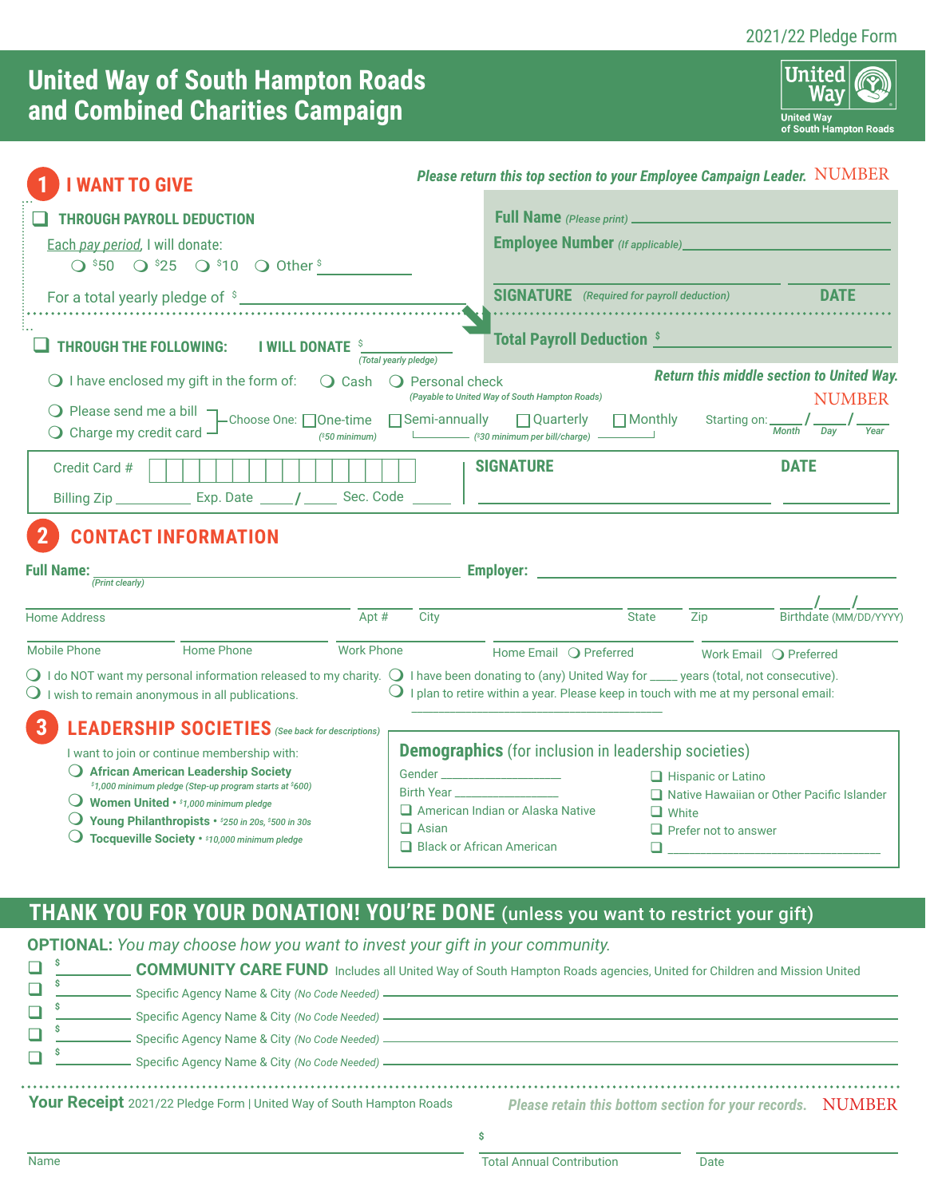2021/22 Pledge Form

# United Way of South Hampton Roads and Combined Charities Campaign

United Way of South Hampton Roads

## 1 I WANT TO GIVE

*Please return this top section to your Employee Campaign Leader.* NUMBER

❑ **THROUGH PAYROLL DEDUCTION**

Each *pay period*, I will donate:

○ $50 ○ $25 ○ $10 ○ Other $ ____________

For a total yearly pledge of $ ____________

**Full Name** *(Please print)* ____________

**Employee Number** *(If applicable)* ____________

**SIGNATURE** *(Required for payroll deduction)* ____________ **DATE** ____________

**Total Payroll Deduction** $ ____________

❑ **THROUGH THE FOLLOWING:** **I WILL DONATE** $ ____________ *(Total yearly pledge)*

*Return this middle section to United Way.* NUMBER

○ I have enclosed my gift in the form of: ○ Cash ○ Personal check *(Payable to United Way of South Hampton Roads)*

○ Please send me a bill
○ Charge my credit card

Choose One: ❑ One-time *($50 minimum)* ❑ Semi-annually ❑ Quarterly ❑ Monthly *($30 minimum per bill/charge)* Starting on: ___/___/___ (Month / Day / Year)

Credit Card # ____________

Billing Zip ____________ Exp. Date ___/___ Sec. Code ____

**SIGNATURE** ____________ **DATE** ____________

## 2 CONTACT INFORMATION

**Full Name:** ____________ *(Print clearly)* **Employer:** ____________

Home Address ____________ Apt # ____ City ____________ State ____ Zip ____ Birthdate (MM/DD/YYYY) ___/___/___

Mobile Phone ____________ Home Phone ____________ Work Phone ____________ Home Email ○ Preferred ____________ Work Email ○ Preferred ____________

○ I do NOT want my personal information released to my charity.
○ I wish to remain anonymous in all publications.
○ I have been donating to (any) United Way for ____ years (total, not consecutive).
○ I plan to retire within a year. Please keep in touch with me at my personal email: ____________

## 3 LEADERSHIP SOCIETIES *(See back for descriptions)*

I want to join or continue membership with:

- ○ **African American Leadership Society** *$1,000 minimum pledge (Step-up program starts at $600)*
- ○ **Women United** • *$1,000 minimum pledge*
- ○ **Young Philanthropists** • *$250 in 20s, $500 in 30s*
- ○ **Tocqueville Society** • *$10,000 minimum pledge*

### Demographics (for inclusion in leadership societies)

Gender ____________

Birth Year ____________

- ❑ American Indian or Alaska Native
- ❑ Asian
- ❑ Black or African American
- ❑ Hispanic or Latino
- ❑ Native Hawaiian or Other Pacific Islander
- ❑ White
- ❑ Prefer not to answer
- ❑ ____________

## THANK YOU FOR YOUR DONATION! YOU'RE DONE (unless you want to restrict your gift)

**OPTIONAL:** *You may choose how you want to invest your gift in your community.*

❑ $ ________ **COMMUNITY CARE FUND** Includes all United Way of South Hampton Roads agencies, United for Children and Mission United

❑ $ ________ Specific Agency Name & City *(No Code Needed)* ____________

❑ $ ________ Specific Agency Name & City *(No Code Needed)* ____________

❑ $ ________ Specific Agency Name & City *(No Code Needed)* ____________

❑ $ ________ Specific Agency Name & City *(No Code Needed)* ____________

**Your Receipt** 2021/22 Pledge Form | United Way of South Hampton Roads

*Please retain this bottom section for your records.* NUMBER

Name ____________ Total Annual Contribution $ ____________ Date ____________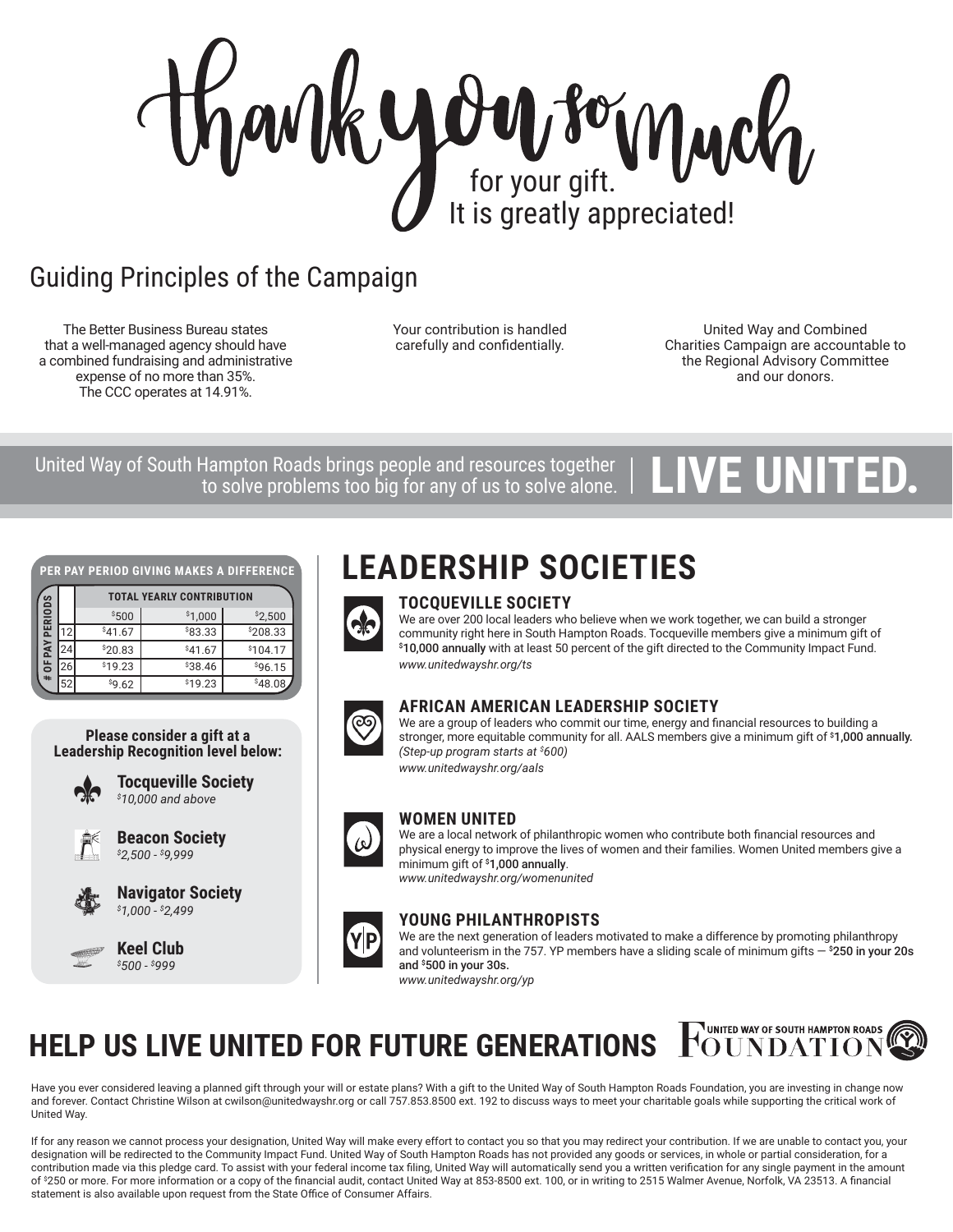# thank you so much

for your gift.
It is greatly appreciated!

## Guiding Principles of the Campaign

The Better Business Bureau states that a well-managed agency should have a combined fundraising and administrative expense of no more than 35%. The CCC operates at 14.91%.

Your contribution is handled carefully and confidentially.

United Way and Combined Charities Campaign are accountable to the Regional Advisory Committee and our donors.

United Way of South Hampton Roads brings people and resources together to solve problems too big for any of us to solve alone. | **LIVE UNITED.**

**PER PAY PERIOD GIVING MAKES A DIFFERENCE**

| # OF PAY PERIODS | TOTAL YEARLY CONTRIBUTION | | |
|---|---|---|---|
| | $500 | $1,000 | $2,500 |
| 12 | $41.67 | $83.33 | $208.33 |
| 24 | $20.83 | $41.67 | $104.17 |
| 26 | $19.23 | $38.46 | $96.15 |
| 52 | $9.62 | $19.23 | $48.08 |

**Please consider a gift at a Leadership Recognition level below:**

**Tocqueville Society**
*$10,000 and above*

**Beacon Society**
*$2,500 - $9,999*

**Navigator Society**
*$1,000 - $2,499*

**Keel Club**
*$500 - $999*

# LEADERSHIP SOCIETIES

### TOCQUEVILLE SOCIETY

We are over 200 local leaders who believe when we work together, we can build a stronger community right here in South Hampton Roads. Tocqueville members give a minimum gift of **$10,000 annually** with at least 50 percent of the gift directed to the Community Impact Fund.
*www.unitedwayshr.org/ts*

### AFRICAN AMERICAN LEADERSHIP SOCIETY

We are a group of leaders who commit our time, energy and financial resources to building a stronger, more equitable community for all. AALS members give a minimum gift of **$1,000 annually.** *(Step-up program starts at $600)*
*www.unitedwayshr.org/aals*

### WOMEN UNITED

We are a local network of philanthropic women who contribute both financial resources and physical energy to improve the lives of women and their families. Women United members give a minimum gift of **$1,000 annually**.
*www.unitedwayshr.org/womenunited*

### YOUNG PHILANTHROPISTS

We are the next generation of leaders motivated to make a difference by promoting philanthropy and volunteerism in the 757. YP members have a sliding scale of minimum gifts — **$250 in your 20s and $500 in your 30s.**
*www.unitedwayshr.org/yp*

## HELP US LIVE UNITED FOR FUTURE GENERATIONS

UNITED WAY OF SOUTH HAMPTON ROADS FOUNDATION

Have you ever considered leaving a planned gift through your will or estate plans? With a gift to the United Way of South Hampton Roads Foundation, you are investing in change now and forever. Contact Christine Wilson at cwilson@unitedwayshr.org or call 757.853.8500 ext. 192 to discuss ways to meet your charitable goals while supporting the critical work of United Way.

If for any reason we cannot process your designation, United Way will make every effort to contact you so that you may redirect your contribution. If we are unable to contact you, your designation will be redirected to the Community Impact Fund. United Way of South Hampton Roads has not provided any goods or services, in whole or partial consideration, for a contribution made via this pledge card. To assist with your federal income tax filing, United Way will automatically send you a written verification for any single payment in the amount of $250 or more. For more information or a copy of the financial audit, contact United Way at 853-8500 ext. 100, or in writing to 2515 Walmer Avenue, Norfolk, VA 23513. A financial statement is also available upon request from the State Office of Consumer Affairs.